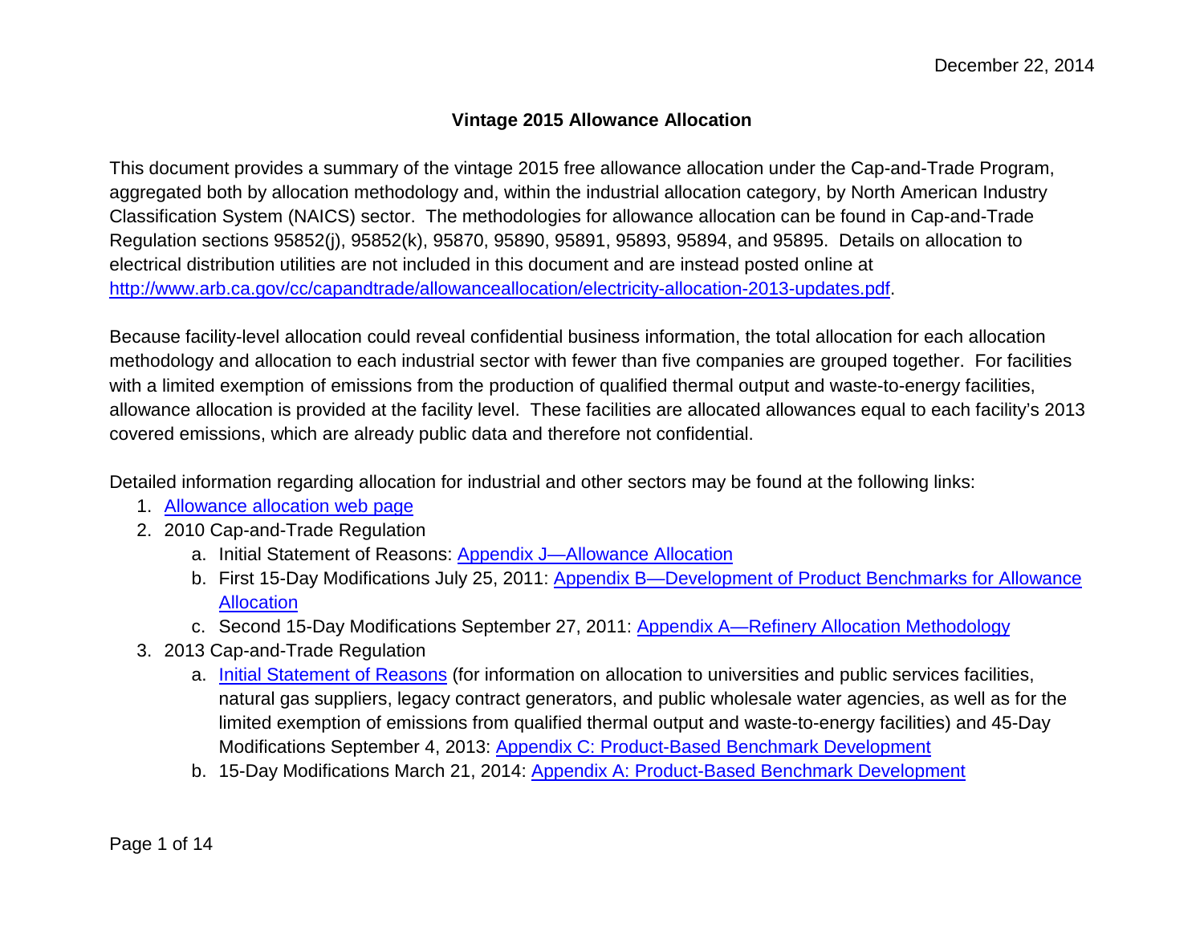December 22, 2014

# Vintage 2015 Allowance Allocation

This document provides a summary of the vintage 2015 free allowance allocation under the Cap-and-Trade Program, aggregated both by allocation methodology and, within the industrial allocation category, by North American Industry Classification System (NAICS) sector. The methodologies for allowance allocation can be found in Cap-and-Trade Regulation sections 95852(j), 95852(k), 95870, 95890, 95891, 95893, 95894, and 95895. Details on allocation to electrical distribution utilities are not included in this document and are instead posted online at http://www.arb.ca.gov/cc/capandtrade/allowanceallocation/electricity-allocation-2013-updates.pdf.

Because facility-level allocation could reveal confidential business information, the total allocation for each allocation methodology and allocation to each industrial sector with fewer than five companies are grouped together. For facilities with a limited exemption of emissions from the production of qualified thermal output and waste-to-energy facilities, allowance allocation is provided at the facility level. These facilities are allocated allowances equal to each facility's 2013 covered emissions, which are already public data and therefore not confidential.

Detailed information regarding allocation for industrial and other sectors may be found at the following links:

1. Allowance allocation web page
2. 2010 Cap-and-Trade Regulation
   a. Initial Statement of Reasons: Appendix J—Allowance Allocation
   b. First 15-Day Modifications July 25, 2011: Appendix B—Development of Product Benchmarks for Allowance Allocation
   c. Second 15-Day Modifications September 27, 2011: Appendix A—Refinery Allocation Methodology
3. 2013 Cap-and-Trade Regulation
   a. Initial Statement of Reasons (for information on allocation to universities and public services facilities, natural gas suppliers, legacy contract generators, and public wholesale water agencies, as well as for the limited exemption of emissions from qualified thermal output and waste-to-energy facilities) and 45-Day Modifications September 4, 2013: Appendix C: Product-Based Benchmark Development
   b. 15-Day Modifications March 21, 2014: Appendix A: Product-Based Benchmark Development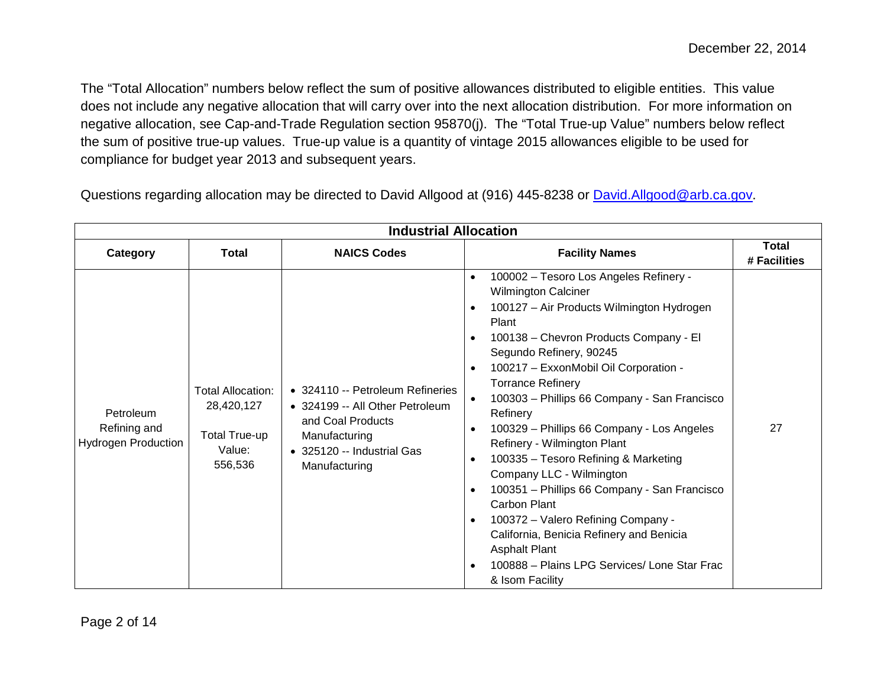December 22, 2014

The "Total Allocation" numbers below reflect the sum of positive allowances distributed to eligible entities. This value does not include any negative allocation that will carry over into the next allocation distribution. For more information on negative allocation, see Cap-and-Trade Regulation section 95870(j). The "Total True-up Value" numbers below reflect the sum of positive true-up values. True-up value is a quantity of vintage 2015 allowances eligible to be used for compliance for budget year 2013 and subsequent years.

Questions regarding allocation may be directed to David Allgood at (916) 445-8238 or [David.Allgood@arb.ca.gov](mailto:David.Allgood@arb.ca.gov).

| Industrial Allocation | | | | |
|---|---|---|---|---|
| **Category** | **Total** | **NAICS Codes** | **Facility Names** | **Total # Facilities** |
| Petroleum Refining and Hydrogen Production | Total Allocation: 28,420,127<br><br>Total True-up Value: 556,536 | • 324110 -- Petroleum Refineries<br>• 324199 -- All Other Petroleum and Coal Products Manufacturing<br>• 325120 -- Industrial Gas Manufacturing | • 100002 – Tesoro Los Angeles Refinery - Wilmington Calciner<br>• 100127 – Air Products Wilmington Hydrogen Plant<br>• 100138 – Chevron Products Company - El Segundo Refinery, 90245<br>• 100217 – ExxonMobil Oil Corporation - Torrance Refinery<br>• 100303 – Phillips 66 Company - San Francisco Refinery<br>• 100329 – Phillips 66 Company - Los Angeles Refinery - Wilmington Plant<br>• 100335 – Tesoro Refining & Marketing Company LLC - Wilmington<br>• 100351 – Phillips 66 Company - San Francisco Carbon Plant<br>• 100372 – Valero Refining Company - California, Benicia Refinery and Benicia Asphalt Plant<br>• 100888 – Plains LPG Services/ Lone Star Frac & Isom Facility | 27 |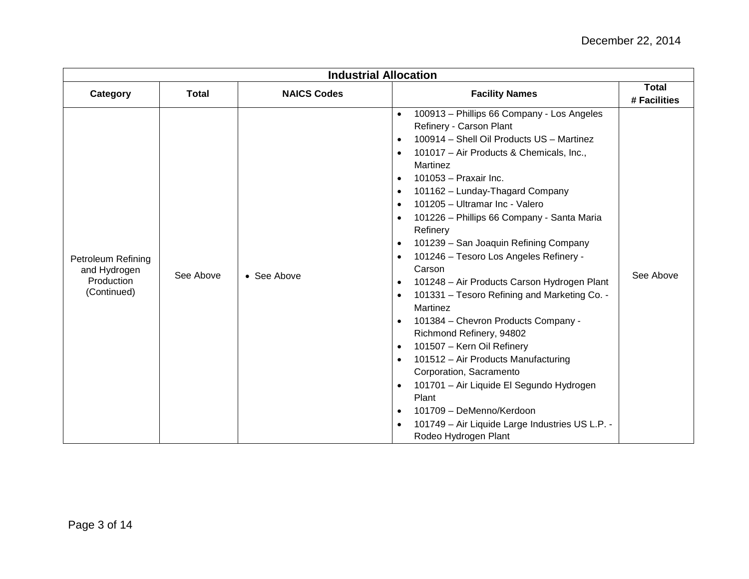| Industrial Allocation | | | | |
|---|---|---|---|---|
| **Category** | **Total** | **NAICS Codes** | **Facility Names** | **Total # Facilities** |
| Petroleum Refining and Hydrogen Production (Continued) | See Above | • See Above | • 100913 – Phillips 66 Company - Los Angeles Refinery - Carson Plant<br>• 100914 – Shell Oil Products US – Martinez<br>• 101017 – Air Products & Chemicals, Inc., Martinez<br>• 101053 – Praxair Inc.<br>• 101162 – Lunday-Thagard Company<br>• 101205 – Ultramar Inc - Valero<br>• 101226 – Phillips 66 Company - Santa Maria Refinery<br>• 101239 – San Joaquin Refining Company<br>• 101246 – Tesoro Los Angeles Refinery - Carson<br>• 101248 – Air Products Carson Hydrogen Plant<br>• 101331 – Tesoro Refining and Marketing Co. - Martinez<br>• 101384 – Chevron Products Company - Richmond Refinery, 94802<br>• 101507 – Kern Oil Refinery<br>• 101512 – Air Products Manufacturing Corporation, Sacramento<br>• 101701 – Air Liquide El Segundo Hydrogen Plant<br>• 101709 – DeMenno/Kerdoon<br>• 101749 – Air Liquide Large Industries US L.P. - Rodeo Hydrogen Plant | See Above |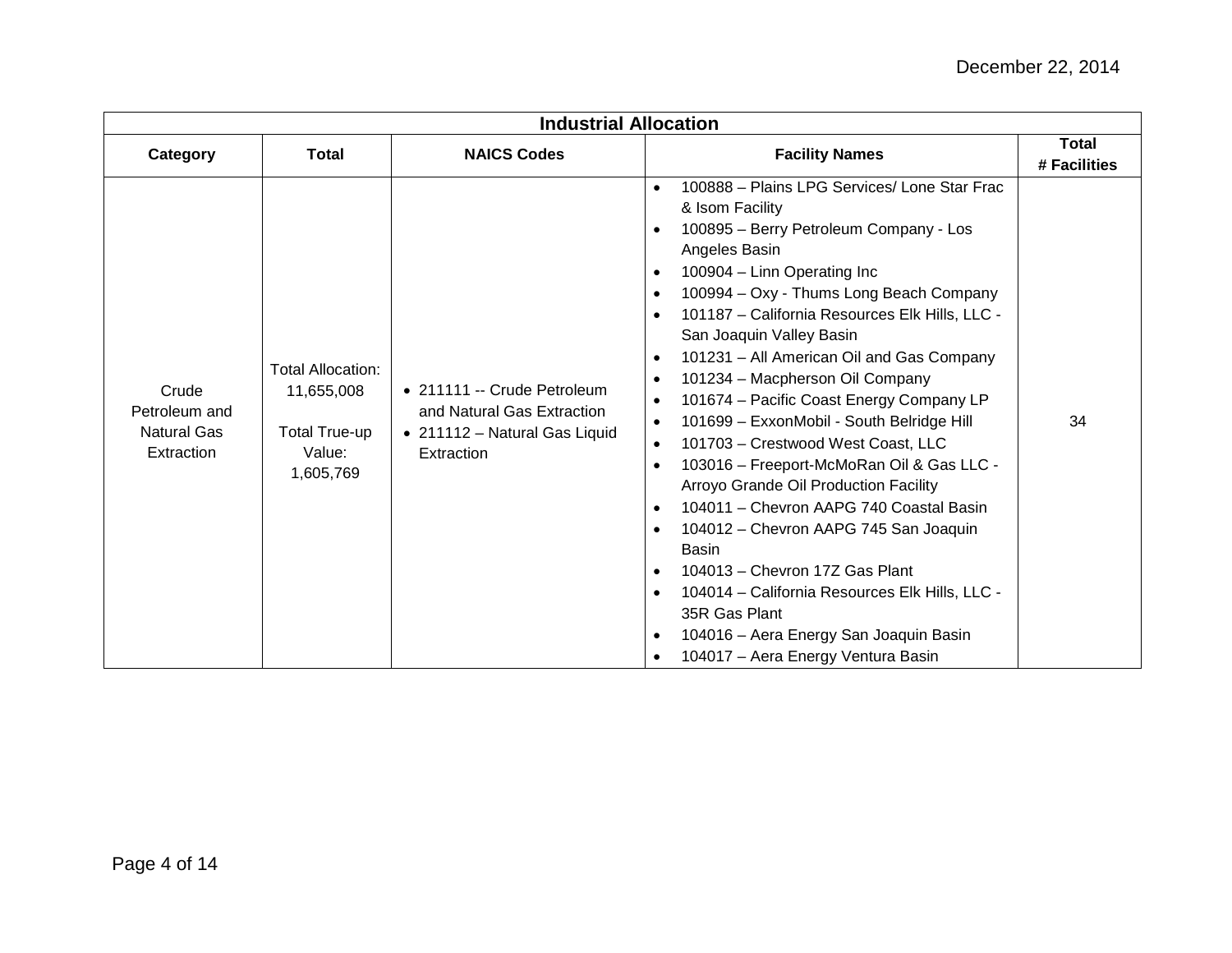December 22, 2014

| Industrial Allocation | | | | |
|---|---|---|---|---|
| **Category** | **Total** | **NAICS Codes** | **Facility Names** | **Total # Facilities** |
| Crude Petroleum and Natural Gas Extraction | Total Allocation: 11,655,008<br><br>Total True-up Value: 1,605,769 | • 211111 -- Crude Petroleum and Natural Gas Extraction<br>• 211112 – Natural Gas Liquid Extraction | • 100888 – Plains LPG Services/ Lone Star Frac & Isom Facility<br>• 100895 – Berry Petroleum Company - Los Angeles Basin<br>• 100904 – Linn Operating Inc<br>• 100994 – Oxy - Thums Long Beach Company<br>• 101187 – California Resources Elk Hills, LLC - San Joaquin Valley Basin<br>• 101231 – All American Oil and Gas Company<br>• 101234 – Macpherson Oil Company<br>• 101674 – Pacific Coast Energy Company LP<br>• 101699 – ExxonMobil - South Belridge Hill<br>• 101703 – Crestwood West Coast, LLC<br>• 103016 – Freeport-McMoRan Oil & Gas LLC - Arroyo Grande Oil Production Facility<br>• 104011 – Chevron AAPG 740 Coastal Basin<br>• 104012 – Chevron AAPG 745 San Joaquin Basin<br>• 104013 – Chevron 17Z Gas Plant<br>• 104014 – California Resources Elk Hills, LLC - 35R Gas Plant<br>• 104016 – Aera Energy San Joaquin Basin<br>• 104017 – Aera Energy Ventura Basin | 34 |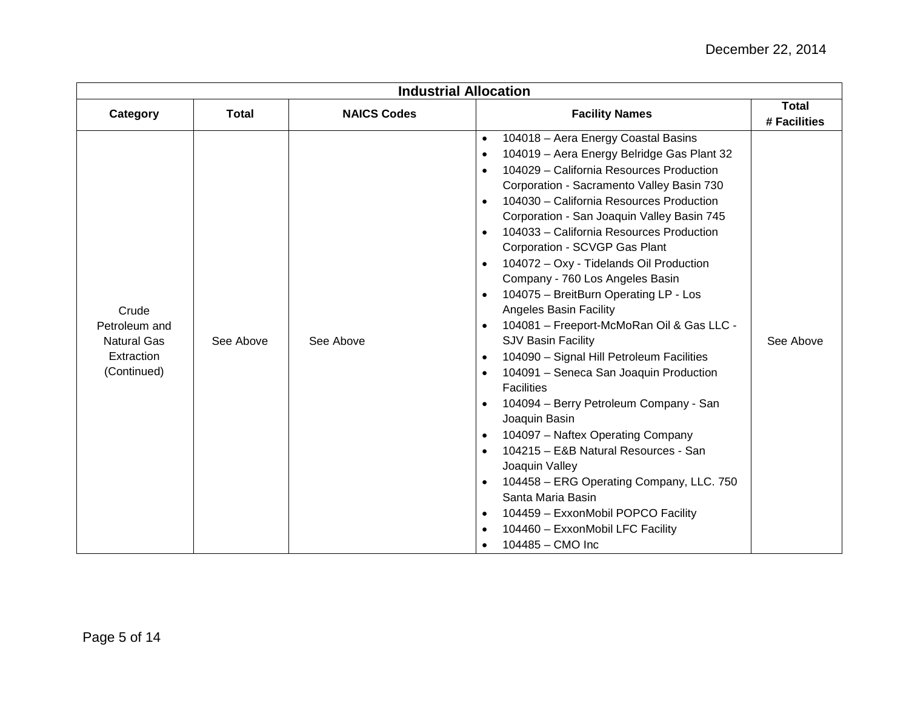December 22, 2014

| Industrial Allocation | | | | |
|---|---|---|---|---|
| **Category** | **Total** | **NAICS Codes** | **Facility Names** | **Total # Facilities** |
| Crude Petroleum and Natural Gas Extraction (Continued) | See Above | See Above | • 104018 – Aera Energy Coastal Basins<br>• 104019 – Aera Energy Belridge Gas Plant 32<br>• 104029 – California Resources Production Corporation - Sacramento Valley Basin 730<br>• 104030 – California Resources Production Corporation - San Joaquin Valley Basin 745<br>• 104033 – California Resources Production Corporation - SCVGP Gas Plant<br>• 104072 – Oxy - Tidelands Oil Production Company - 760 Los Angeles Basin<br>• 104075 – BreitBurn Operating LP - Los Angeles Basin Facility<br>• 104081 – Freeport-McMoRan Oil & Gas LLC - SJV Basin Facility<br>• 104090 – Signal Hill Petroleum Facilities<br>• 104091 – Seneca San Joaquin Production Facilities<br>• 104094 – Berry Petroleum Company - San Joaquin Basin<br>• 104097 – Naftex Operating Company<br>• 104215 – E&B Natural Resources - San Joaquin Valley<br>• 104458 – ERG Operating Company, LLC. 750 Santa Maria Basin<br>• 104459 – ExxonMobil POPCO Facility<br>• 104460 – ExxonMobil LFC Facility<br>• 104485 – CMO Inc | See Above |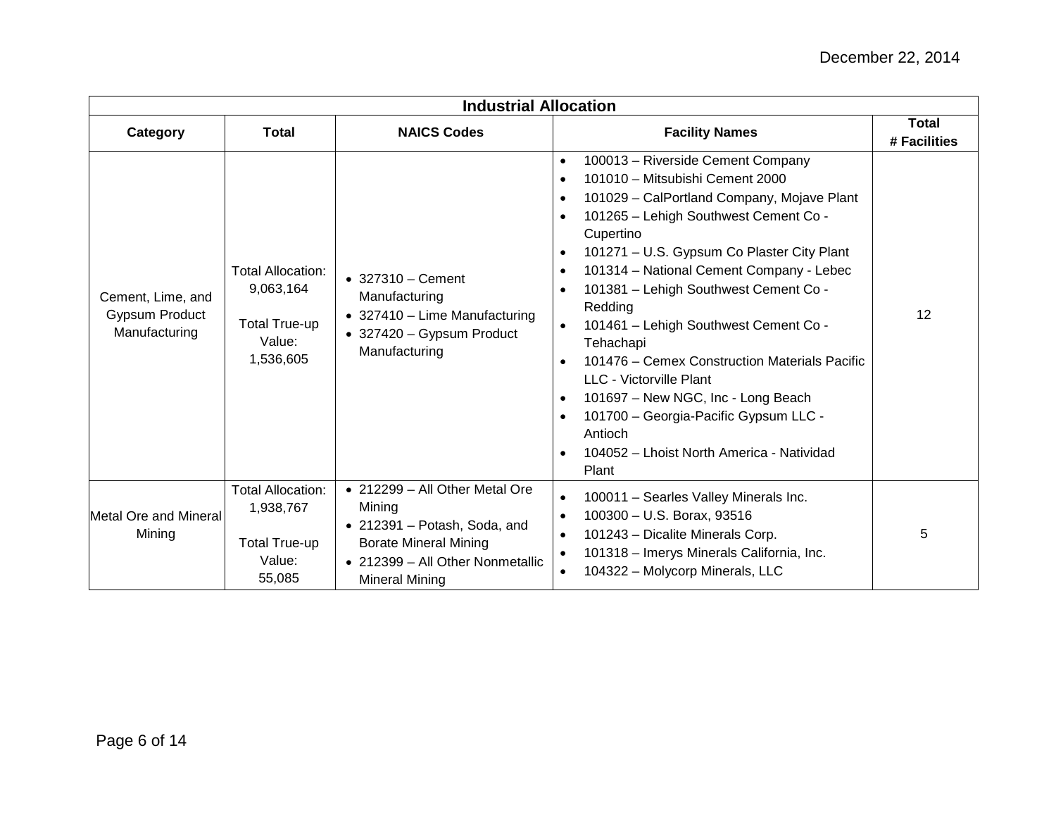| Industrial Allocation | | | | |
|---|---|---|---|---|
| **Category** | **Total** | **NAICS Codes** | **Facility Names** | **Total # Facilities** |
| Cement, Lime, and Gypsum Product Manufacturing | Total Allocation: 9,063,164<br><br>Total True-up Value: 1,536,605 | • 327310 – Cement Manufacturing<br>• 327410 – Lime Manufacturing<br>• 327420 – Gypsum Product Manufacturing | • 100013 – Riverside Cement Company<br>• 101010 – Mitsubishi Cement 2000<br>• 101029 – CalPortland Company, Mojave Plant<br>• 101265 – Lehigh Southwest Cement Co - Cupertino<br>• 101271 – U.S. Gypsum Co Plaster City Plant<br>• 101314 – National Cement Company - Lebec<br>• 101381 – Lehigh Southwest Cement Co - Redding<br>• 101461 – Lehigh Southwest Cement Co - Tehachapi<br>• 101476 – Cemex Construction Materials Pacific LLC - Victorville Plant<br>• 101697 – New NGC, Inc - Long Beach<br>• 101700 – Georgia-Pacific Gypsum LLC - Antioch<br>• 104052 – Lhoist North America - Natividad Plant | 12 |
| Metal Ore and Mineral Mining | Total Allocation: 1,938,767<br><br>Total True-up Value: 55,085 | • 212299 – All Other Metal Ore Mining<br>• 212391 – Potash, Soda, and Borate Mineral Mining<br>• 212399 – All Other Nonmetallic Mineral Mining | • 100011 – Searles Valley Minerals Inc.<br>• 100300 – U.S. Borax, 93516<br>• 101243 – Dicalite Minerals Corp.<br>• 101318 – Imerys Minerals California, Inc.<br>• 104322 – Molycorp Minerals, LLC | 5 |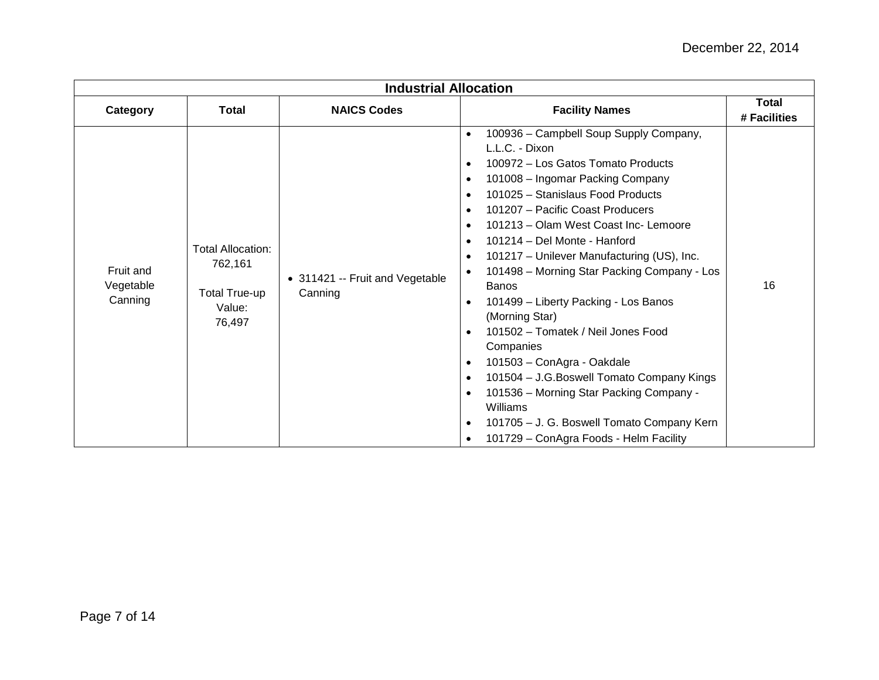December 22, 2014

| Industrial Allocation | | | | |
|---|---|---|---|---|
| **Category** | **Total** | **NAICS Codes** | **Facility Names** | **Total # Facilities** |
| Fruit and Vegetable Canning | Total Allocation: 762,161<br><br>Total True-up Value: 76,497 | • 311421 -- Fruit and Vegetable Canning | • 100936 – Campbell Soup Supply Company, L.L.C. - Dixon<br>• 100972 – Los Gatos Tomato Products<br>• 101008 – Ingomar Packing Company<br>• 101025 – Stanislaus Food Products<br>• 101207 – Pacific Coast Producers<br>• 101213 – Olam West Coast Inc- Lemoore<br>• 101214 – Del Monte - Hanford<br>• 101217 – Unilever Manufacturing (US), Inc.<br>• 101498 – Morning Star Packing Company - Los Banos<br>• 101499 – Liberty Packing - Los Banos (Morning Star)<br>• 101502 – Tomatek / Neil Jones Food Companies<br>• 101503 – ConAgra - Oakdale<br>• 101504 – J.G.Boswell Tomato Company Kings<br>• 101536 – Morning Star Packing Company - Williams<br>• 101705 – J. G. Boswell Tomato Company Kern<br>• 101729 – ConAgra Foods - Helm Facility | 16 |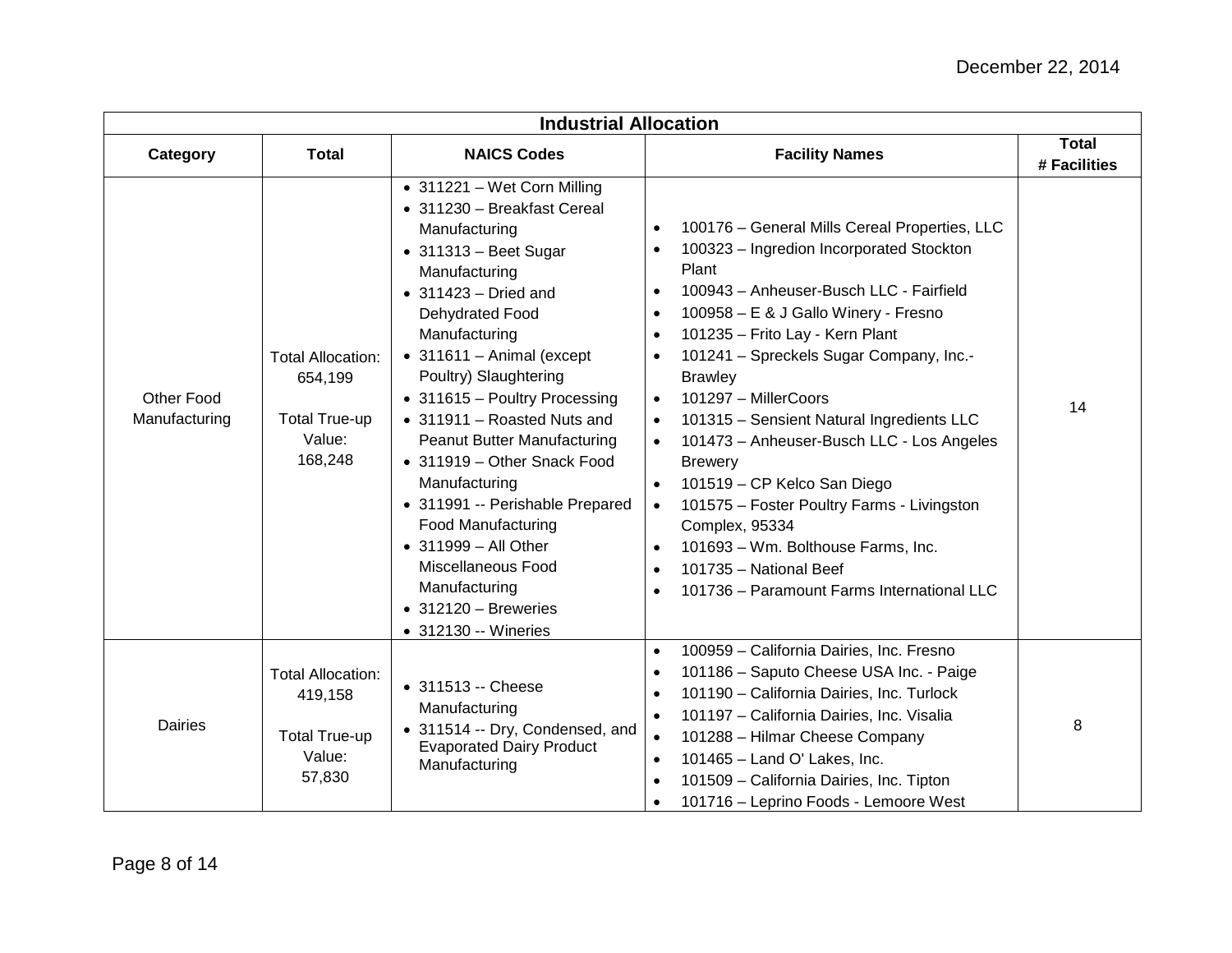December 22, 2014

| Industrial Allocation | | | | |
|---|---|---|---|---|
| **Category** | **Total** | **NAICS Codes** | **Facility Names** | **Total # Facilities** |
| Other Food Manufacturing | Total Allocation: 654,199<br><br>Total True-up Value: 168,248 | • 311221 – Wet Corn Milling<br>• 311230 – Breakfast Cereal Manufacturing<br>• 311313 – Beet Sugar Manufacturing<br>• 311423 – Dried and Dehydrated Food Manufacturing<br>• 311611 – Animal (except Poultry) Slaughtering<br>• 311615 – Poultry Processing<br>• 311911 – Roasted Nuts and Peanut Butter Manufacturing<br>• 311919 – Other Snack Food Manufacturing<br>• 311991 -- Perishable Prepared Food Manufacturing<br>• 311999 – All Other Miscellaneous Food Manufacturing<br>• 312120 – Breweries<br>• 312130 -- Wineries | • 100176 – General Mills Cereal Properties, LLC<br>• 100323 – Ingredion Incorporated Stockton Plant<br>• 100943 – Anheuser-Busch LLC - Fairfield<br>• 100958 – E & J Gallo Winery - Fresno<br>• 101235 – Frito Lay - Kern Plant<br>• 101241 – Spreckels Sugar Company, Inc.- Brawley<br>• 101297 – MillerCoors<br>• 101315 – Sensient Natural Ingredients LLC<br>• 101473 – Anheuser-Busch LLC - Los Angeles Brewery<br>• 101519 – CP Kelco San Diego<br>• 101575 – Foster Poultry Farms - Livingston Complex, 95334<br>• 101693 – Wm. Bolthouse Farms, Inc.<br>• 101735 – National Beef<br>• 101736 – Paramount Farms International LLC | 14 |
| Dairies | Total Allocation: 419,158<br><br>Total True-up Value: 57,830 | • 311513 -- Cheese Manufacturing<br>• 311514 -- Dry, Condensed, and Evaporated Dairy Product Manufacturing | • 100959 – California Dairies, Inc. Fresno<br>• 101186 – Saputo Cheese USA Inc. - Paige<br>• 101190 – California Dairies, Inc. Turlock<br>• 101197 – California Dairies, Inc. Visalia<br>• 101288 – Hilmar Cheese Company<br>• 101465 – Land O' Lakes, Inc.<br>• 101509 – California Dairies, Inc. Tipton<br>• 101716 – Leprino Foods - Lemoore West | 8 |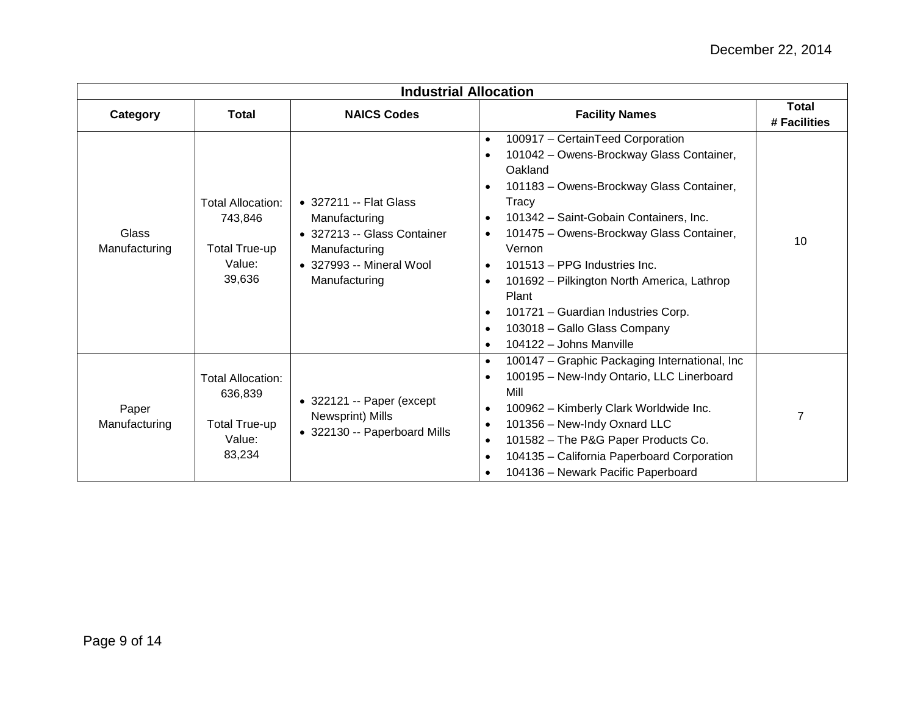December 22, 2014

| Industrial Allocation | | | | |
|---|---|---|---|---|
| **Category** | **Total** | **NAICS Codes** | **Facility Names** | **Total # Facilities** |
| Glass Manufacturing | Total Allocation: 743,846<br><br>Total True-up Value: 39,636 | • 327211 -- Flat Glass Manufacturing<br>• 327213 -- Glass Container Manufacturing<br>• 327993 -- Mineral Wool Manufacturing | • 100917 – CertainTeed Corporation<br>• 101042 – Owens-Brockway Glass Container, Oakland<br>• 101183 – Owens-Brockway Glass Container, Tracy<br>• 101342 – Saint-Gobain Containers, Inc.<br>• 101475 – Owens-Brockway Glass Container, Vernon<br>• 101513 – PPG Industries Inc.<br>• 101692 – Pilkington North America, Lathrop Plant<br>• 101721 – Guardian Industries Corp.<br>• 103018 – Gallo Glass Company<br>• 104122 – Johns Manville | 10 |
| Paper Manufacturing | Total Allocation: 636,839<br><br>Total True-up Value: 83,234 | • 322121 -- Paper (except Newsprint) Mills<br>• 322130 -- Paperboard Mills | • 100147 – Graphic Packaging International, Inc<br>• 100195 – New-Indy Ontario, LLC Linerboard Mill<br>• 100962 – Kimberly Clark Worldwide Inc.<br>• 101356 – New-Indy Oxnard LLC<br>• 101582 – The P&G Paper Products Co.<br>• 104135 – California Paperboard Corporation<br>• 104136 – Newark Pacific Paperboard | 7 |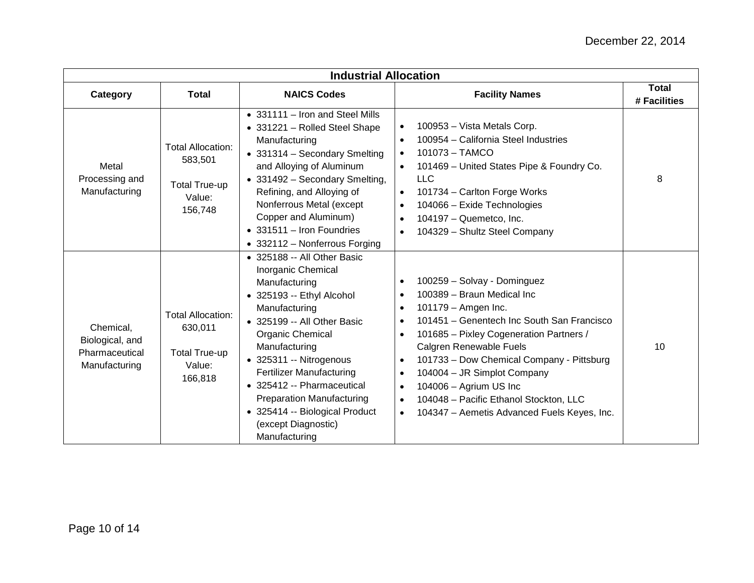December 22, 2014

| Industrial Allocation | | | | |
|---|---|---|---|---|
| **Category** | **Total** | **NAICS Codes** | **Facility Names** | **Total # Facilities** |
| Metal Processing and Manufacturing | Total Allocation: 583,501<br><br>Total True-up Value: 156,748 | • 331111 – Iron and Steel Mills<br>• 331221 – Rolled Steel Shape Manufacturing<br>• 331314 – Secondary Smelting and Alloying of Aluminum<br>• 331492 – Secondary Smelting, Refining, and Alloying of Nonferrous Metal (except Copper and Aluminum)<br>• 331511 – Iron Foundries<br>• 332112 – Nonferrous Forging | • 100953 – Vista Metals Corp.<br>• 100954 – California Steel Industries<br>• 101073 – TAMCO<br>• 101469 – United States Pipe & Foundry Co. LLC<br>• 101734 – Carlton Forge Works<br>• 104066 – Exide Technologies<br>• 104197 – Quemetco, Inc.<br>• 104329 – Shultz Steel Company | 8 |
| Chemical, Biological, and Pharmaceutical Manufacturing | Total Allocation: 630,011<br><br>Total True-up Value: 166,818 | • 325188 -- All Other Basic Inorganic Chemical Manufacturing<br>• 325193 -- Ethyl Alcohol Manufacturing<br>• 325199 -- All Other Basic Organic Chemical Manufacturing<br>• 325311 -- Nitrogenous Fertilizer Manufacturing<br>• 325412 -- Pharmaceutical Preparation Manufacturing<br>• 325414 -- Biological Product (except Diagnostic) Manufacturing | • 100259 – Solvay - Dominguez<br>• 100389 – Braun Medical Inc<br>• 101179 – Amgen Inc.<br>• 101451 – Genentech Inc South San Francisco<br>• 101685 – Pixley Cogeneration Partners / Calgren Renewable Fuels<br>• 101733 – Dow Chemical Company - Pittsburg<br>• 104004 – JR Simplot Company<br>• 104006 – Agrium US Inc<br>• 104048 – Pacific Ethanol Stockton, LLC<br>• 104347 – Aemetis Advanced Fuels Keyes, Inc. | 10 |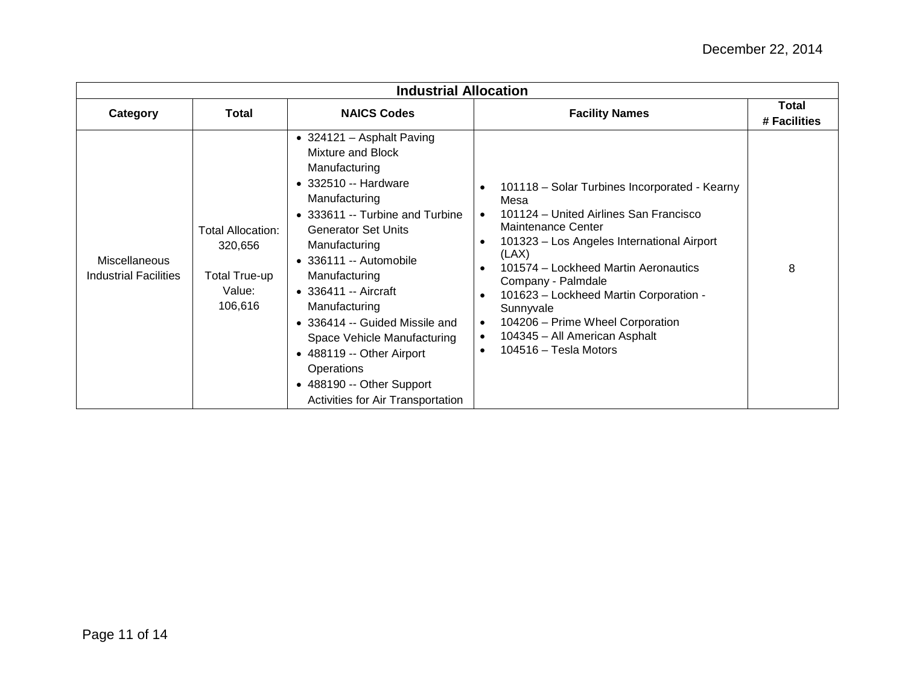| Industrial Allocation | | | | |
|---|---|---|---|---|
| **Category** | **Total** | **NAICS Codes** | **Facility Names** | **Total # Facilities** |
| Miscellaneous Industrial Facilities | Total Allocation: 320,656<br><br>Total True-up Value: 106,616 | • 324121 – Asphalt Paving Mixture and Block Manufacturing<br>• 332510 -- Hardware Manufacturing<br>• 333611 -- Turbine and Turbine Generator Set Units Manufacturing<br>• 336111 -- Automobile Manufacturing<br>• 336411 -- Aircraft Manufacturing<br>• 336414 -- Guided Missile and Space Vehicle Manufacturing<br>• 488119 -- Other Airport Operations<br>• 488190 -- Other Support Activities for Air Transportation | • 101118 – Solar Turbines Incorporated - Kearny Mesa<br>• 101124 – United Airlines San Francisco Maintenance Center<br>• 101323 – Los Angeles International Airport (LAX)<br>• 101574 – Lockheed Martin Aeronautics Company - Palmdale<br>• 101623 – Lockheed Martin Corporation - Sunnyvale<br>• 104206 – Prime Wheel Corporation<br>• 104345 – All American Asphalt<br>• 104516 – Tesla Motors | 8 |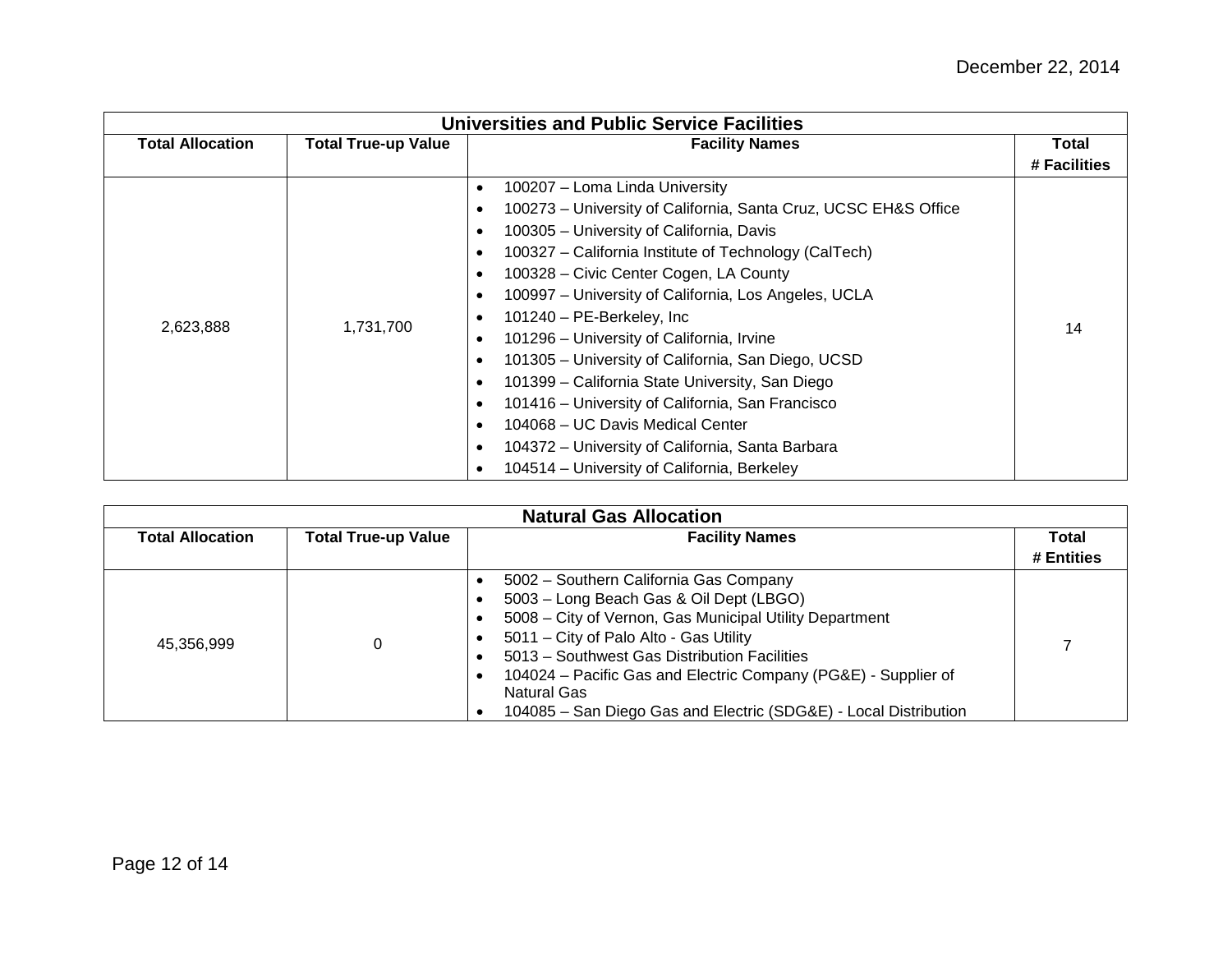| Universities and Public Service Facilities | | | |
|---|---|---|---|
| **Total Allocation** | **Total True-up Value** | **Facility Names** | **Total # Facilities** |
| 2,623,888 | 1,731,700 | • 100207 – Loma Linda University<br>• 100273 – University of California, Santa Cruz, UCSC EH&S Office<br>• 100305 – University of California, Davis<br>• 100327 – California Institute of Technology (CalTech)<br>• 100328 – Civic Center Cogen, LA County<br>• 100997 – University of California, Los Angeles, UCLA<br>• 101240 – PE-Berkeley, Inc<br>• 101296 – University of California, Irvine<br>• 101305 – University of California, San Diego, UCSD<br>• 101399 – California State University, San Diego<br>• 101416 – University of California, San Francisco<br>• 104068 – UC Davis Medical Center<br>• 104372 – University of California, Santa Barbara<br>• 104514 – University of California, Berkeley | 14 |

| Natural Gas Allocation | | | |
|---|---|---|---|
| **Total Allocation** | **Total True-up Value** | **Facility Names** | **Total # Entities** |
| 45,356,999 | 0 | • 5002 – Southern California Gas Company<br>• 5003 – Long Beach Gas & Oil Dept (LBGO)<br>• 5008 – City of Vernon, Gas Municipal Utility Department<br>• 5011 – City of Palo Alto - Gas Utility<br>• 5013 – Southwest Gas Distribution Facilities<br>• 104024 – Pacific Gas and Electric Company (PG&E) - Supplier of Natural Gas<br>• 104085 – San Diego Gas and Electric (SDG&E) - Local Distribution | 7 |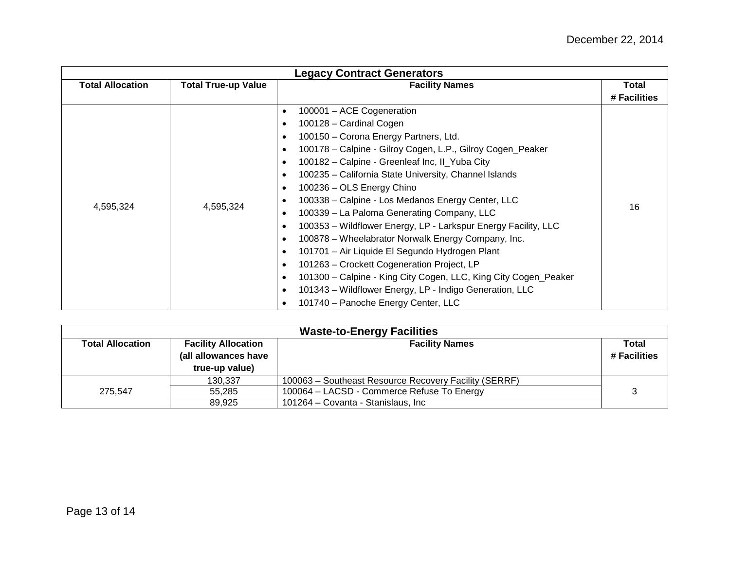| Legacy Contract Generators | | | |
|---|---|---|---|
| **Total Allocation** | **Total True-up Value** | **Facility Names** | **Total # Facilities** |
| 4,595,324 | 4,595,324 | • 100001 – ACE Cogeneration<br>• 100128 – Cardinal Cogen<br>• 100150 – Corona Energy Partners, Ltd.<br>• 100178 – Calpine - Gilroy Cogen, L.P., Gilroy Cogen_Peaker<br>• 100182 – Calpine - Greenleaf Inc, II_Yuba City<br>• 100235 – California State University, Channel Islands<br>• 100236 – OLS Energy Chino<br>• 100338 – Calpine - Los Medanos Energy Center, LLC<br>• 100339 – La Paloma Generating Company, LLC<br>• 100353 – Wildflower Energy, LP - Larkspur Energy Facility, LLC<br>• 100878 – Wheelabrator Norwalk Energy Company, Inc.<br>• 101701 – Air Liquide El Segundo Hydrogen Plant<br>• 101263 – Crockett Cogeneration Project, LP<br>• 101300 – Calpine - King City Cogen, LLC, King City Cogen_Peaker<br>• 101343 – Wildflower Energy, LP - Indigo Generation, LLC<br>• 101740 – Panoche Energy Center, LLC | 16 |

| Waste-to-Energy Facilities | | | |
|---|---|---|---|
| **Total Allocation** | **Facility Allocation (all allowances have true-up value)** | **Facility Names** | **Total # Facilities** |
| 275,547 | 130,337 | 100063 – Southeast Resource Recovery Facility (SERRF) | 3 |
| | 55,285 | 100064 – LACSD - Commerce Refuse To Energy | |
| | 89,925 | 101264 – Covanta - Stanislaus, Inc | |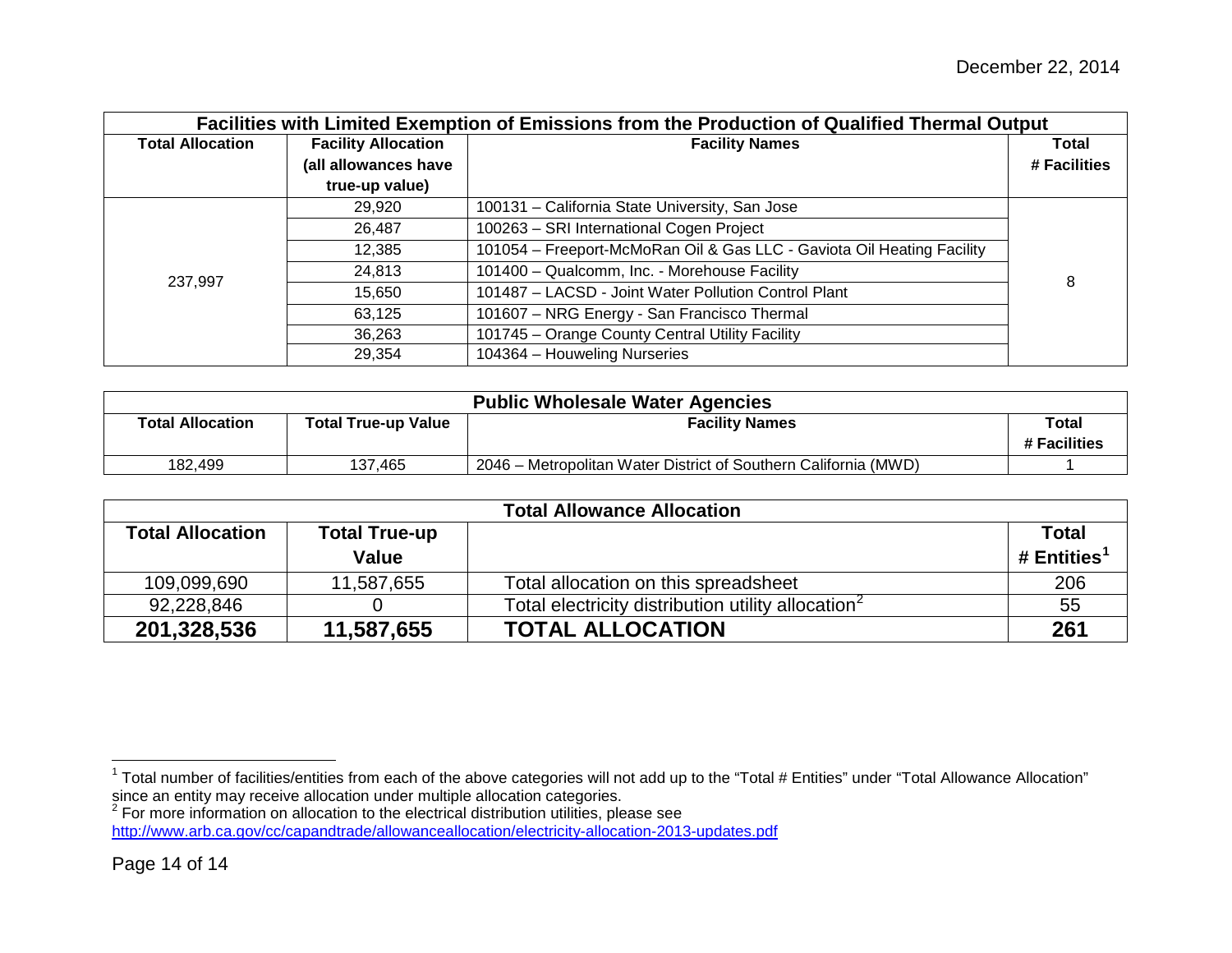| Facilities with Limited Exemption of Emissions from the Production of Qualified Thermal Output | | | |
|---|---|---|---|
| **Total Allocation** | **Facility Allocation (all allowances have true-up value)** | **Facility Names** | **Total # Facilities** |
| 237,997 | 29,920 | 100131 – California State University, San Jose | 8 |
| | 26,487 | 100263 – SRI International Cogen Project | |
| | 12,385 | 101054 – Freeport-McMoRan Oil & Gas LLC - Gaviota Oil Heating Facility | |
| | 24,813 | 101400 – Qualcomm, Inc. - Morehouse Facility | |
| | 15,650 | 101487 – LACSD - Joint Water Pollution Control Plant | |
| | 63,125 | 101607 – NRG Energy - San Francisco Thermal | |
| | 36,263 | 101745 – Orange County Central Utility Facility | |
| | 29,354 | 104364 – Houweling Nurseries | |

| Public Wholesale Water Agencies | | | |
|---|---|---|---|
| **Total Allocation** | **Total True-up Value** | **Facility Names** | **Total # Facilities** |
| 182,499 | 137,465 | 2046 – Metropolitan Water District of Southern California (MWD) | 1 |

| Total Allowance Allocation | | | |
|---|---|---|---|
| **Total Allocation** | **Total True-up Value** | | **Total # Entities[1]** |
| 109,099,690 | 11,587,655 | Total allocation on this spreadsheet | 206 |
| 92,228,846 | 0 | Total electricity distribution utility allocation[2] | 55 |
| **201,328,536** | **11,587,655** | **TOTAL ALLOCATION** | **261** |

[1] Total number of facilities/entities from each of the above categories will not add up to the "Total # Entities" under "Total Allowance Allocation" since an entity may receive allocation under multiple allocation categories.

[2] For more information on allocation to the electrical distribution utilities, please see http://www.arb.ca.gov/cc/capandtrade/allowanceallocation/electricity-allocation-2013-updates.pdf